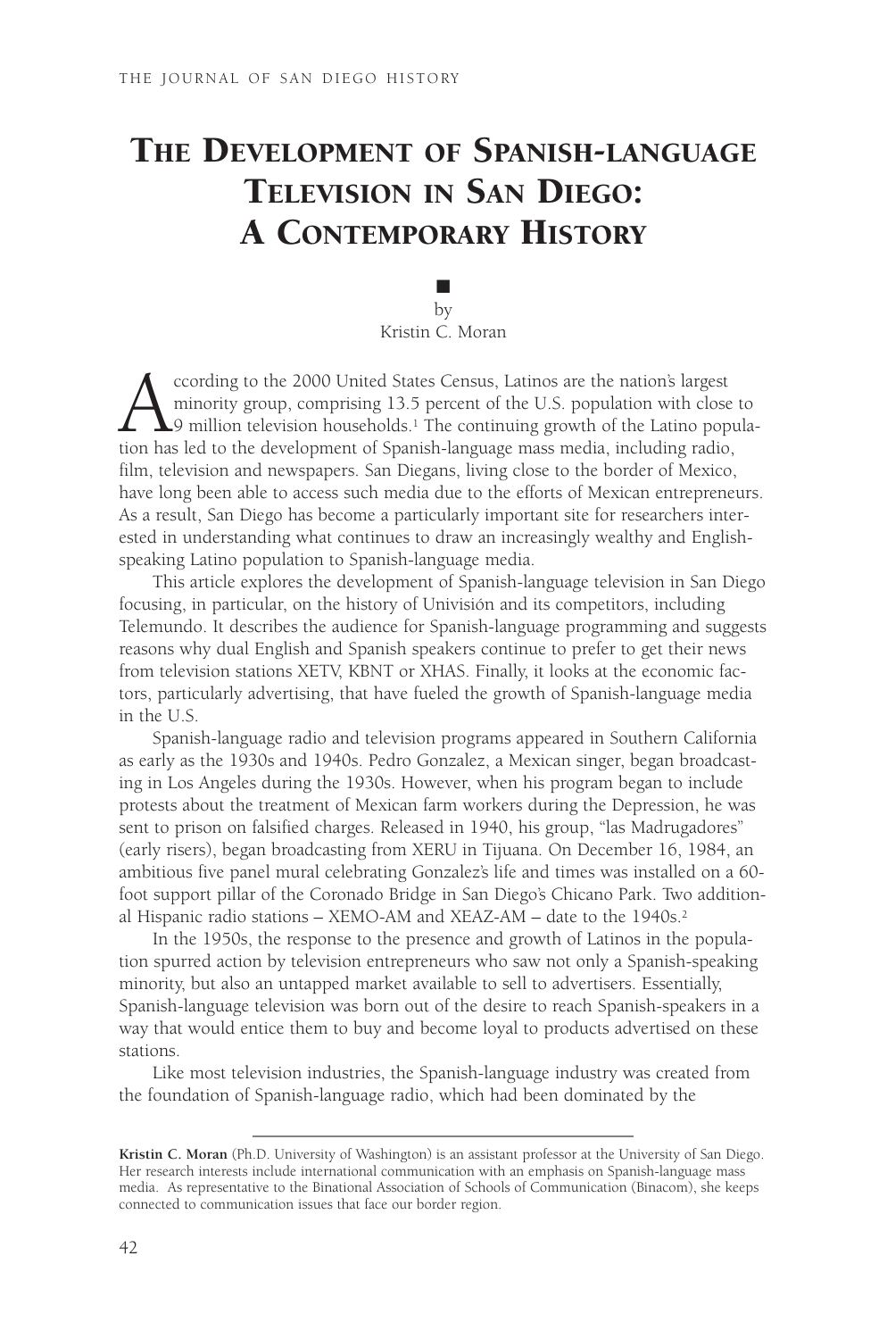# The Development of Spanish-language Television in San Diego: A Contemporary History

by
Kristin C. Moran

According to the 2000 United States Census, Latinos are the nation's largest minority group, comprising 13.5 percent of the U.S. population with close to 9 million television households.[1] The continuing growth of the Latino population has led to the development of Spanish-language mass media, including radio, film, television and newspapers. San Diegans, living close to the border of Mexico, have long been able to access such media due to the efforts of Mexican entrepreneurs. As a result, San Diego has become a particularly important site for researchers interested in understanding what continues to draw an increasingly wealthy and English-speaking Latino population to Spanish-language media.

This article explores the development of Spanish-language television in San Diego focusing, in particular, on the history of Univisión and its competitors, including Telemundo. It describes the audience for Spanish-language programming and suggests reasons why dual English and Spanish speakers continue to prefer to get their news from television stations XETV, KBNT or XHAS. Finally, it looks at the economic factors, particularly advertising, that have fueled the growth of Spanish-language media in the U.S.

Spanish-language radio and television programs appeared in Southern California as early as the 1930s and 1940s. Pedro Gonzalez, a Mexican singer, began broadcasting in Los Angeles during the 1930s. However, when his program began to include protests about the treatment of Mexican farm workers during the Depression, he was sent to prison on falsified charges. Released in 1940, his group, "las Madrugadores" (early risers), began broadcasting from XERU in Tijuana. On December 16, 1984, an ambitious five panel mural celebrating Gonzalez's life and times was installed on a 60-foot support pillar of the Coronado Bridge in San Diego's Chicano Park. Two additional Hispanic radio stations – XEMO-AM and XEAZ-AM – date to the 1940s.[2]

In the 1950s, the response to the presence and growth of Latinos in the population spurred action by television entrepreneurs who saw not only a Spanish-speaking minority, but also an untapped market available to sell to advertisers. Essentially, Spanish-language television was born out of the desire to reach Spanish-speakers in a way that would entice them to buy and become loyal to products advertised on these stations.

Like most television industries, the Spanish-language industry was created from the foundation of Spanish-language radio, which had been dominated by the

---

**Kristin C. Moran** (Ph.D. University of Washington) is an assistant professor at the University of San Diego. Her research interests include international communication with an emphasis on Spanish-language mass media. As representative to the Binational Association of Schools of Communication (Binacom), she keeps connected to communication issues that face our border region.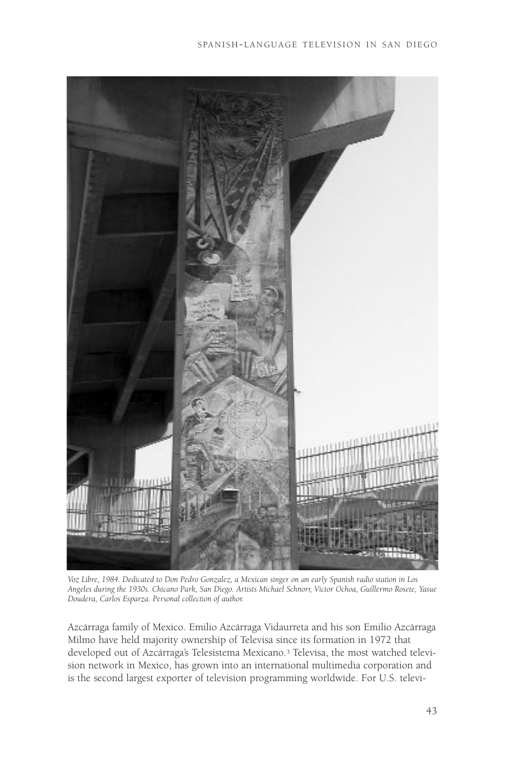*Voz Libre, 1984. Dedicated to Don Pedro Gonzalez, a Mexican singer on an early Spanish radio station in Los Angeles during the 1930s. Chicano Park, San Diego. Artists Michael Schnorr, Victor Ochoa, Guillermo Rosete, Yasue Doudera, Carlos Esparza. Personal collection of author.*

Azcárraga family of Mexico. Emilio Azcárraga Vidaurreta and his son Emilio Azcárraga Milmo have held majority ownership of Televisa since its formation in 1972 that developed out of Azcárraga's Telesistema Mexicano.[3] Televisa, the most watched television network in Mexico, has grown into an international multimedia corporation and is the second largest exporter of television programming worldwide. For U.S. televi-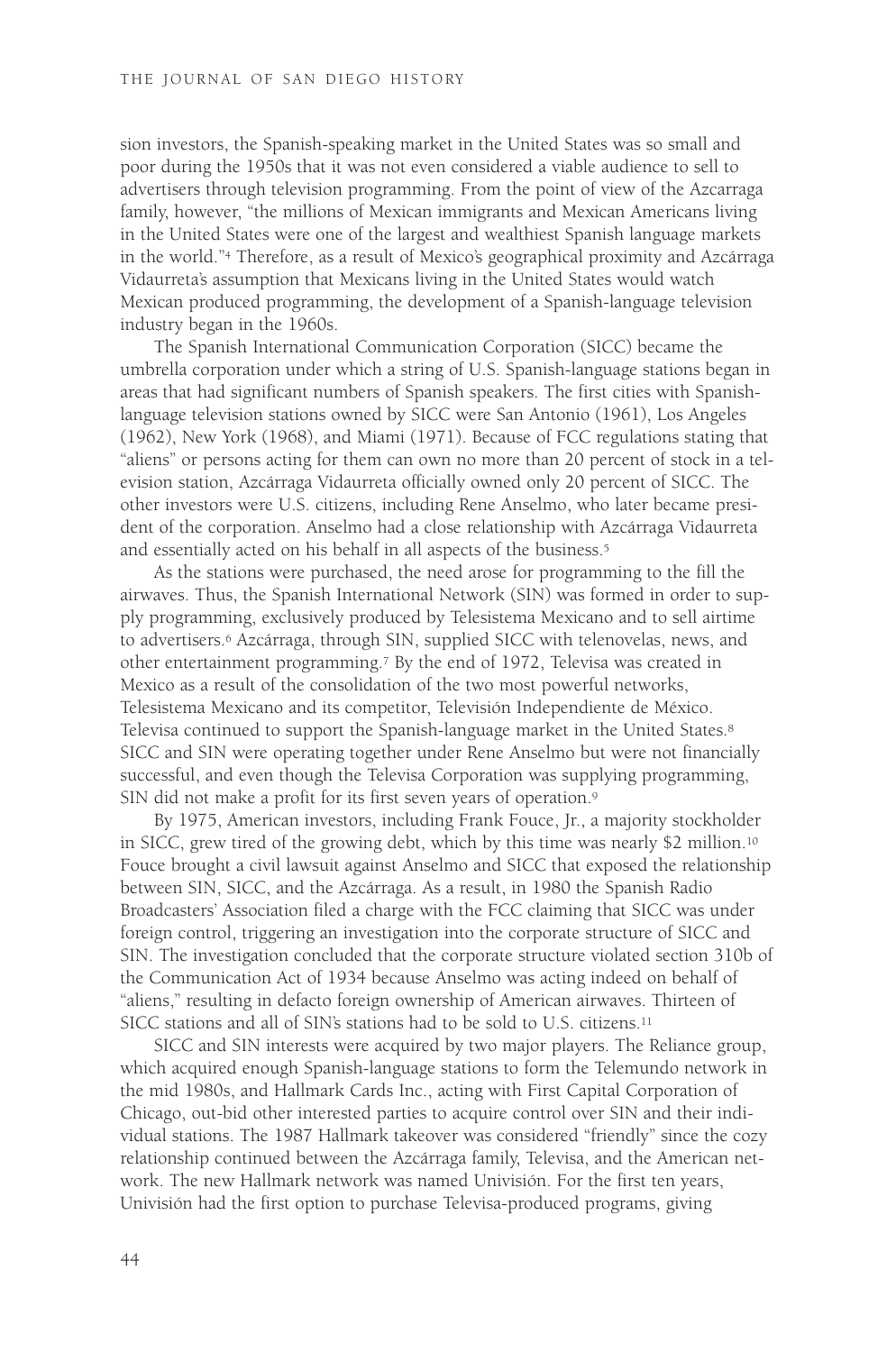sion investors, the Spanish-speaking market in the United States was so small and poor during the 1950s that it was not even considered a viable audience to sell to advertisers through television programming. From the point of view of the Azcarraga family, however, "the millions of Mexican immigrants and Mexican Americans living in the United States were one of the largest and wealthiest Spanish language markets in the world."[4] Therefore, as a result of Mexico's geographical proximity and Azcárraga Vidaurreta's assumption that Mexicans living in the United States would watch Mexican produced programming, the development of a Spanish-language television industry began in the 1960s.

The Spanish International Communication Corporation (SICC) became the umbrella corporation under which a string of U.S. Spanish-language stations began in areas that had significant numbers of Spanish speakers. The first cities with Spanish-language television stations owned by SICC were San Antonio (1961), Los Angeles (1962), New York (1968), and Miami (1971). Because of FCC regulations stating that "aliens" or persons acting for them can own no more than 20 percent of stock in a television station, Azcárraga Vidaurreta officially owned only 20 percent of SICC. The other investors were U.S. citizens, including Rene Anselmo, who later became president of the corporation. Anselmo had a close relationship with Azcárraga Vidaurreta and essentially acted on his behalf in all aspects of the business.[5]

As the stations were purchased, the need arose for programming to the fill the airwaves. Thus, the Spanish International Network (SIN) was formed in order to supply programming, exclusively produced by Telesistema Mexicano and to sell airtime to advertisers.[6] Azcárraga, through SIN, supplied SICC with telenovelas, news, and other entertainment programming.[7] By the end of 1972, Televisa was created in Mexico as a result of the consolidation of the two most powerful networks, Telesistema Mexicano and its competitor, Televisión Independiente de México. Televisa continued to support the Spanish-language market in the United States.[8] SICC and SIN were operating together under Rene Anselmo but were not financially successful, and even though the Televisa Corporation was supplying programming, SIN did not make a profit for its first seven years of operation.[9]

By 1975, American investors, including Frank Fouce, Jr., a majority stockholder in SICC, grew tired of the growing debt, which by this time was nearly \$2 million.[10] Fouce brought a civil lawsuit against Anselmo and SICC that exposed the relationship between SIN, SICC, and the Azcárraga. As a result, in 1980 the Spanish Radio Broadcasters' Association filed a charge with the FCC claiming that SICC was under foreign control, triggering an investigation into the corporate structure of SICC and SIN. The investigation concluded that the corporate structure violated section 310b of the Communication Act of 1934 because Anselmo was acting indeed on behalf of "aliens," resulting in defacto foreign ownership of American airwaves. Thirteen of SICC stations and all of SIN's stations had to be sold to U.S. citizens.[11]

SICC and SIN interests were acquired by two major players. The Reliance group, which acquired enough Spanish-language stations to form the Telemundo network in the mid 1980s, and Hallmark Cards Inc., acting with First Capital Corporation of Chicago, out-bid other interested parties to acquire control over SIN and their individual stations. The 1987 Hallmark takeover was considered "friendly" since the cozy relationship continued between the Azcárraga family, Televisa, and the American network. The new Hallmark network was named Univisión. For the first ten years, Univisión had the first option to purchase Televisa-produced programs, giving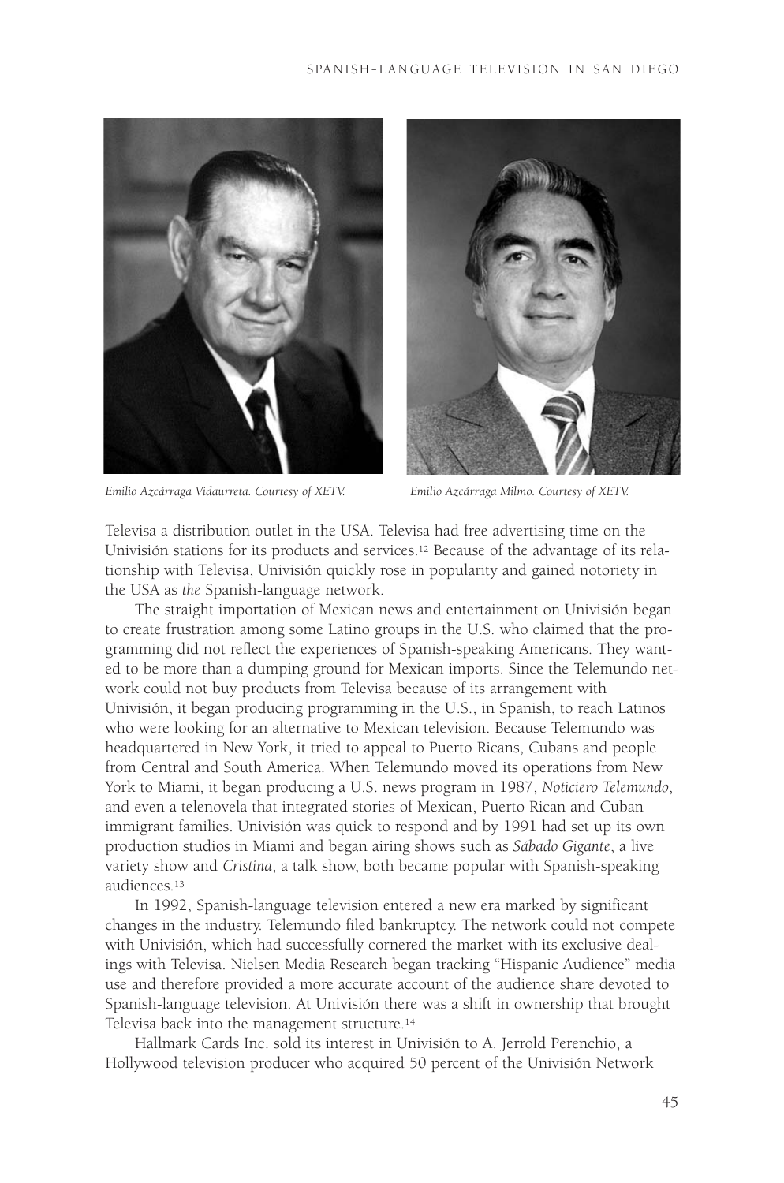*Emilio Azcárraga Vidaurreta. Courtesy of XETV.*

*Emilio Azcárraga Milmo. Courtesy of XETV.*

Televisa a distribution outlet in the USA. Televisa had free advertising time on the Univisión stations for its products and services.[12] Because of the advantage of its relationship with Televisa, Univisión quickly rose in popularity and gained notoriety in the USA as *the* Spanish-language network.

The straight importation of Mexican news and entertainment on Univisión began to create frustration among some Latino groups in the U.S. who claimed that the programming did not reflect the experiences of Spanish-speaking Americans. They wanted to be more than a dumping ground for Mexican imports. Since the Telemundo network could not buy products from Televisa because of its arrangement with Univisión, it began producing programming in the U.S., in Spanish, to reach Latinos who were looking for an alternative to Mexican television. Because Telemundo was headquartered in New York, it tried to appeal to Puerto Ricans, Cubans and people from Central and South America. When Telemundo moved its operations from New York to Miami, it began producing a U.S. news program in 1987, *Noticiero Telemundo*, and even a telenovela that integrated stories of Mexican, Puerto Rican and Cuban immigrant families. Univisión was quick to respond and by 1991 had set up its own production studios in Miami and began airing shows such as *Sábado Gigante*, a live variety show and *Cristina*, a talk show, both became popular with Spanish-speaking audiences.[13]

In 1992, Spanish-language television entered a new era marked by significant changes in the industry. Telemundo filed bankruptcy. The network could not compete with Univisión, which had successfully cornered the market with its exclusive dealings with Televisa. Nielsen Media Research began tracking "Hispanic Audience" media use and therefore provided a more accurate account of the audience share devoted to Spanish-language television. At Univisión there was a shift in ownership that brought Televisa back into the management structure.[14]

Hallmark Cards Inc. sold its interest in Univisión to A. Jerrold Perenchio, a Hollywood television producer who acquired 50 percent of the Univisión Network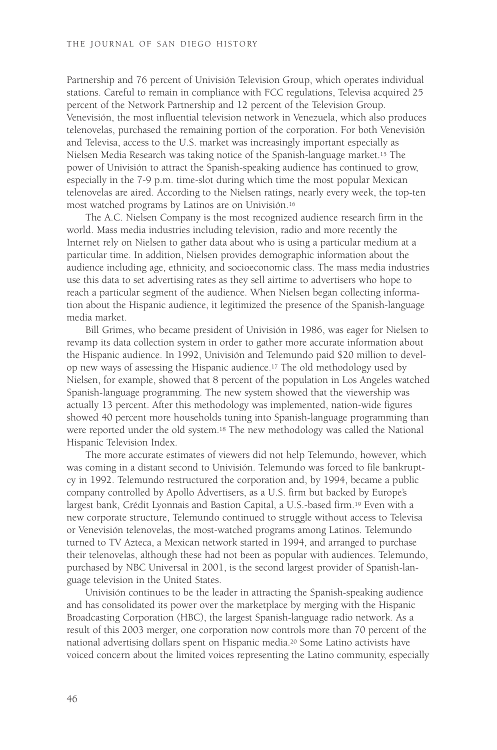Partnership and 76 percent of Univisión Television Group, which operates individual stations. Careful to remain in compliance with FCC regulations, Televisa acquired 25 percent of the Network Partnership and 12 percent of the Television Group. Venevisión, the most influential television network in Venezuela, which also produces telenovelas, purchased the remaining portion of the corporation. For both Venevisión and Televisa, access to the U.S. market was increasingly important especially as Nielsen Media Research was taking notice of the Spanish-language market.[15] The power of Univisión to attract the Spanish-speaking audience has continued to grow, especially in the 7-9 p.m. time-slot during which time the most popular Mexican telenovelas are aired. According to the Nielsen ratings, nearly every week, the top-ten most watched programs by Latinos are on Univisión.[16]

The A.C. Nielsen Company is the most recognized audience research firm in the world. Mass media industries including television, radio and more recently the Internet rely on Nielsen to gather data about who is using a particular medium at a particular time. In addition, Nielsen provides demographic information about the audience including age, ethnicity, and socioeconomic class. The mass media industries use this data to set advertising rates as they sell airtime to advertisers who hope to reach a particular segment of the audience. When Nielsen began collecting information about the Hispanic audience, it legitimized the presence of the Spanish-language media market.

Bill Grimes, who became president of Univisión in 1986, was eager for Nielsen to revamp its data collection system in order to gather more accurate information about the Hispanic audience. In 1992, Univisión and Telemundo paid $20 million to develop new ways of assessing the Hispanic audience.[17] The old methodology used by Nielsen, for example, showed that 8 percent of the population in Los Angeles watched Spanish-language programming. The new system showed that the viewership was actually 13 percent. After this methodology was implemented, nation-wide figures showed 40 percent more households tuning into Spanish-language programming than were reported under the old system.[18] The new methodology was called the National Hispanic Television Index.

The more accurate estimates of viewers did not help Telemundo, however, which was coming in a distant second to Univisión. Telemundo was forced to file bankruptcy in 1992. Telemundo restructured the corporation and, by 1994, became a public company controlled by Apollo Advertisers, as a U.S. firm but backed by Europe's largest bank, Crédit Lyonnais and Bastion Capital, a U.S.-based firm.[19] Even with a new corporate structure, Telemundo continued to struggle without access to Televisa or Venevisión telenovelas, the most-watched programs among Latinos. Telemundo turned to TV Azteca, a Mexican network started in 1994, and arranged to purchase their telenovelas, although these had not been as popular with audiences. Telemundo, purchased by NBC Universal in 2001, is the second largest provider of Spanish-language television in the United States.

Univisión continues to be the leader in attracting the Spanish-speaking audience and has consolidated its power over the marketplace by merging with the Hispanic Broadcasting Corporation (HBC), the largest Spanish-language radio network. As a result of this 2003 merger, one corporation now controls more than 70 percent of the national advertising dollars spent on Hispanic media.[20] Some Latino activists have voiced concern about the limited voices representing the Latino community, especially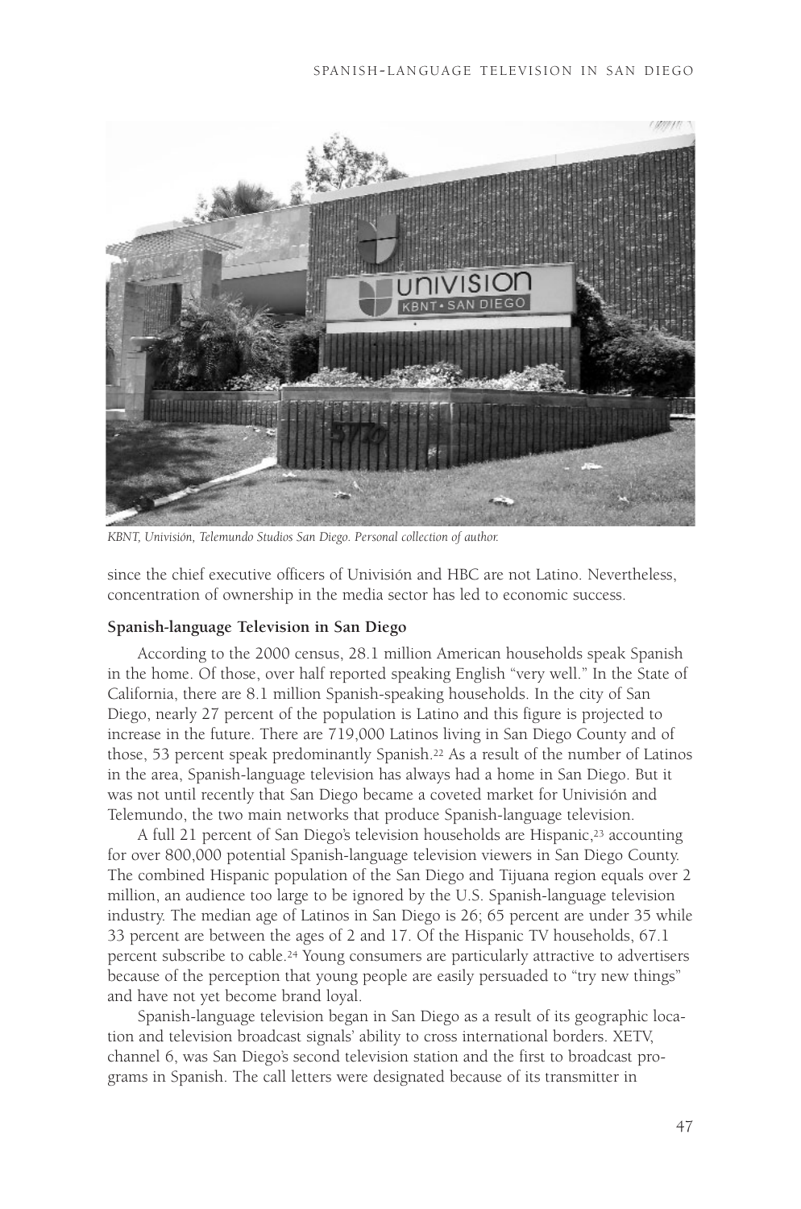*KBNT, Univisión, Telemundo Studios San Diego. Personal collection of author.*

since the chief executive officers of Univisión and HBC are not Latino. Nevertheless, concentration of ownership in the media sector has led to economic success.

**Spanish-language Television in San Diego**

According to the 2000 census, 28.1 million American households speak Spanish in the home. Of those, over half reported speaking English "very well." In the State of California, there are 8.1 million Spanish-speaking households. In the city of San Diego, nearly 27 percent of the population is Latino and this figure is projected to increase in the future. There are 719,000 Latinos living in San Diego County and of those, 53 percent speak predominantly Spanish.[22] As a result of the number of Latinos in the area, Spanish-language television has always had a home in San Diego. But it was not until recently that San Diego became a coveted market for Univisión and Telemundo, the two main networks that produce Spanish-language television.

A full 21 percent of San Diego's television households are Hispanic,[23] accounting for over 800,000 potential Spanish-language television viewers in San Diego County. The combined Hispanic population of the San Diego and Tijuana region equals over 2 million, an audience too large to be ignored by the U.S. Spanish-language television industry. The median age of Latinos in San Diego is 26; 65 percent are under 35 while 33 percent are between the ages of 2 and 17. Of the Hispanic TV households, 67.1 percent subscribe to cable.[24] Young consumers are particularly attractive to advertisers because of the perception that young people are easily persuaded to "try new things" and have not yet become brand loyal.

Spanish-language television began in San Diego as a result of its geographic location and television broadcast signals' ability to cross international borders. XETV, channel 6, was San Diego's second television station and the first to broadcast programs in Spanish. The call letters were designated because of its transmitter in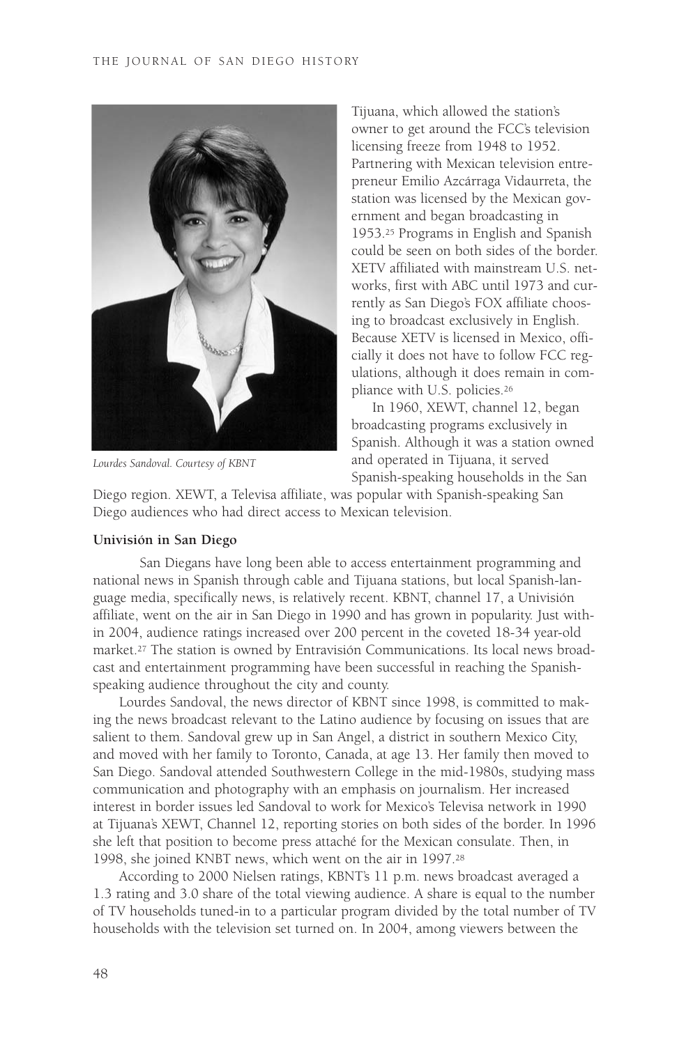Lourdes Sandoval. Courtesy of KBNT

Tijuana, which allowed the station's owner to get around the FCC's television licensing freeze from 1948 to 1952. Partnering with Mexican television entrepreneur Emilio Azcárraga Vidaurreta, the station was licensed by the Mexican government and began broadcasting in 1953.[25] Programs in English and Spanish could be seen on both sides of the border. XETV affiliated with mainstream U.S. networks, first with ABC until 1973 and currently as San Diego's FOX affiliate choosing to broadcast exclusively in English. Because XETV is licensed in Mexico, officially it does not have to follow FCC regulations, although it does remain in compliance with U.S. policies.[26]

In 1960, XEWT, channel 12, began broadcasting programs exclusively in Spanish. Although it was a station owned and operated in Tijuana, it served Spanish-speaking households in the San Diego region. XEWT, a Televisa affiliate, was popular with Spanish-speaking San Diego audiences who had direct access to Mexican television.

**Univisión in San Diego**

San Diegans have long been able to access entertainment programming and national news in Spanish through cable and Tijuana stations, but local Spanish-language media, specifically news, is relatively recent. KBNT, channel 17, a Univisión affiliate, went on the air in San Diego in 1990 and has grown in popularity. Just within 2004, audience ratings increased over 200 percent in the coveted 18-34 year-old market.[27] The station is owned by Entravisión Communications. Its local news broadcast and entertainment programming have been successful in reaching the Spanish-speaking audience throughout the city and county.

Lourdes Sandoval, the news director of KBNT since 1998, is committed to making the news broadcast relevant to the Latino audience by focusing on issues that are salient to them. Sandoval grew up in San Angel, a district in southern Mexico City, and moved with her family to Toronto, Canada, at age 13. Her family then moved to San Diego. Sandoval attended Southwestern College in the mid-1980s, studying mass communication and photography with an emphasis on journalism. Her increased interest in border issues led Sandoval to work for Mexico's Televisa network in 1990 at Tijuana's XEWT, Channel 12, reporting stories on both sides of the border. In 1996 she left that position to become press attaché for the Mexican consulate. Then, in 1998, she joined KNBT news, which went on the air in 1997.[28]

According to 2000 Nielsen ratings, KBNT's 11 p.m. news broadcast averaged a 1.3 rating and 3.0 share of the total viewing audience. A share is equal to the number of TV households tuned-in to a particular program divided by the total number of TV households with the television set turned on. In 2004, among viewers between the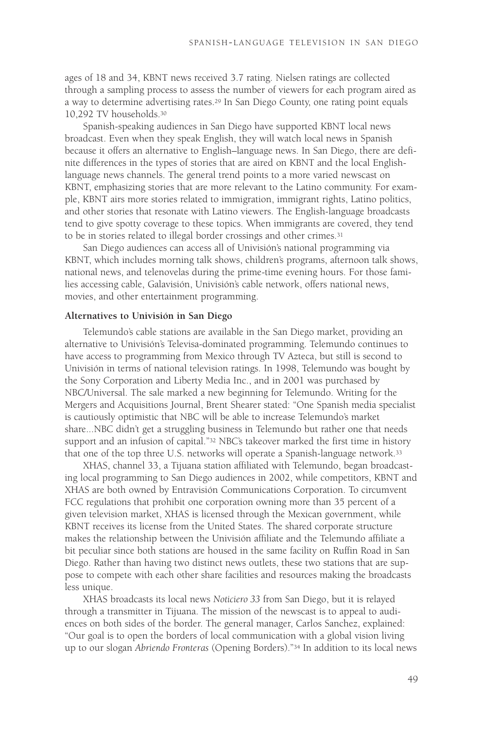ages of 18 and 34, KBNT news received 3.7 rating. Nielsen ratings are collected through a sampling process to assess the number of viewers for each program aired as a way to determine advertising rates.[29] In San Diego County, one rating point equals 10,292 TV households.[30]

Spanish-speaking audiences in San Diego have supported KBNT local news broadcast. Even when they speak English, they will watch local news in Spanish because it offers an alternative to English–language news. In San Diego, there are definite differences in the types of stories that are aired on KBNT and the local English-language news channels. The general trend points to a more varied newscast on KBNT, emphasizing stories that are more relevant to the Latino community. For example, KBNT airs more stories related to immigration, immigrant rights, Latino politics, and other stories that resonate with Latino viewers. The English-language broadcasts tend to give spotty coverage to these topics. When immigrants are covered, they tend to be in stories related to illegal border crossings and other crimes.[31]

San Diego audiences can access all of Univisión's national programming via KBNT, which includes morning talk shows, children's programs, afternoon talk shows, national news, and telenovelas during the prime-time evening hours. For those families accessing cable, Galavisión, Univisión's cable network, offers national news, movies, and other entertainment programming.

**Alternatives to Univisión in San Diego**

Telemundo's cable stations are available in the San Diego market, providing an alternative to Univisión's Televisa-dominated programming. Telemundo continues to have access to programming from Mexico through TV Azteca, but still is second to Univisión in terms of national television ratings. In 1998, Telemundo was bought by the Sony Corporation and Liberty Media Inc., and in 2001 was purchased by NBC/Universal. The sale marked a new beginning for Telemundo. Writing for the Mergers and Acquisitions Journal, Brent Shearer stated: "One Spanish media specialist is cautiously optimistic that NBC will be able to increase Telemundo's market share...NBC didn't get a struggling business in Telemundo but rather one that needs support and an infusion of capital."[32] NBC's takeover marked the first time in history that one of the top three U.S. networks will operate a Spanish-language network.[33]

XHAS, channel 33, a Tijuana station affiliated with Telemundo, began broadcasting local programming to San Diego audiences in 2002, while competitors, KBNT and XHAS are both owned by Entravisión Communications Corporation. To circumvent FCC regulations that prohibit one corporation owning more than 35 percent of a given television market, XHAS is licensed through the Mexican government, while KBNT receives its license from the United States. The shared corporate structure makes the relationship between the Univisión affiliate and the Telemundo affiliate a bit peculiar since both stations are housed in the same facility on Ruffin Road in San Diego. Rather than having two distinct news outlets, these two stations that are suppose to compete with each other share facilities and resources making the broadcasts less unique.

XHAS broadcasts its local news *Noticiero 33* from San Diego, but it is relayed through a transmitter in Tijuana. The mission of the newscast is to appeal to audiences on both sides of the border. The general manager, Carlos Sanchez, explained: "Our goal is to open the borders of local communication with a global vision living up to our slogan *Abriendo Fronteras* (Opening Borders)."[34] In addition to its local news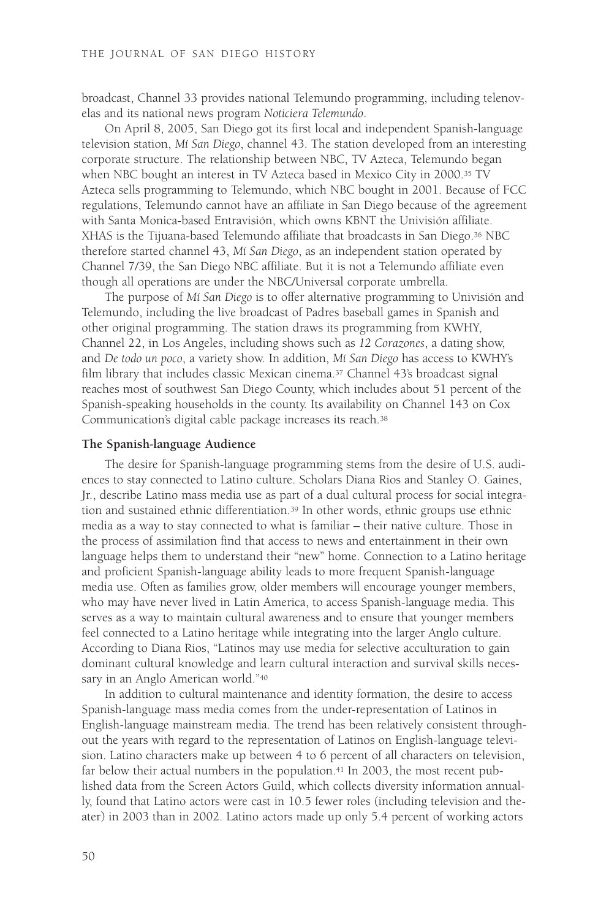broadcast, Channel 33 provides national Telemundo programming, including telenovelas and its national news program *Noticiera Telemundo*.

On April 8, 2005, San Diego got its first local and independent Spanish-language television station, *Mí San Diego*, channel 43. The station developed from an interesting corporate structure. The relationship between NBC, TV Azteca, Telemundo began when NBC bought an interest in TV Azteca based in Mexico City in 2000.[35] TV Azteca sells programming to Telemundo, which NBC bought in 2001. Because of FCC regulations, Telemundo cannot have an affiliate in San Diego because of the agreement with Santa Monica-based Entravisión, which owns KBNT the Univisión affiliate. XHAS is the Tijuana-based Telemundo affiliate that broadcasts in San Diego.[36] NBC therefore started channel 43, *Mí San Diego*, as an independent station operated by Channel 7/39, the San Diego NBC affiliate. But it is not a Telemundo affiliate even though all operations are under the NBC/Universal corporate umbrella.

The purpose of *Mí San Diego* is to offer alternative programming to Univisión and Telemundo, including the live broadcast of Padres baseball games in Spanish and other original programming. The station draws its programming from KWHY, Channel 22, in Los Angeles, including shows such as *12 Corazones*, a dating show, and *De todo un poco*, a variety show. In addition, *Mí San Diego* has access to KWHY's film library that includes classic Mexican cinema.[37] Channel 43's broadcast signal reaches most of southwest San Diego County, which includes about 51 percent of the Spanish-speaking households in the county. Its availability on Channel 143 on Cox Communication's digital cable package increases its reach.[38]

**The Spanish-language Audience**

The desire for Spanish-language programming stems from the desire of U.S. audiences to stay connected to Latino culture. Scholars Diana Rios and Stanley O. Gaines, Jr., describe Latino mass media use as part of a dual cultural process for social integration and sustained ethnic differentiation.[39] In other words, ethnic groups use ethnic media as a way to stay connected to what is familiar – their native culture. Those in the process of assimilation find that access to news and entertainment in their own language helps them to understand their "new" home. Connection to a Latino heritage and proficient Spanish-language ability leads to more frequent Spanish-language media use. Often as families grow, older members will encourage younger members, who may have never lived in Latin America, to access Spanish-language media. This serves as a way to maintain cultural awareness and to ensure that younger members feel connected to a Latino heritage while integrating into the larger Anglo culture. According to Diana Rios, "Latinos may use media for selective acculturation to gain dominant cultural knowledge and learn cultural interaction and survival skills necessary in an Anglo American world."[40]

In addition to cultural maintenance and identity formation, the desire to access Spanish-language mass media comes from the under-representation of Latinos in English-language mainstream media. The trend has been relatively consistent throughout the years with regard to the representation of Latinos on English-language television. Latino characters make up between 4 to 6 percent of all characters on television, far below their actual numbers in the population.[41] In 2003, the most recent published data from the Screen Actors Guild, which collects diversity information annually, found that Latino actors were cast in 10.5 fewer roles (including television and theater) in 2003 than in 2002. Latino actors made up only 5.4 percent of working actors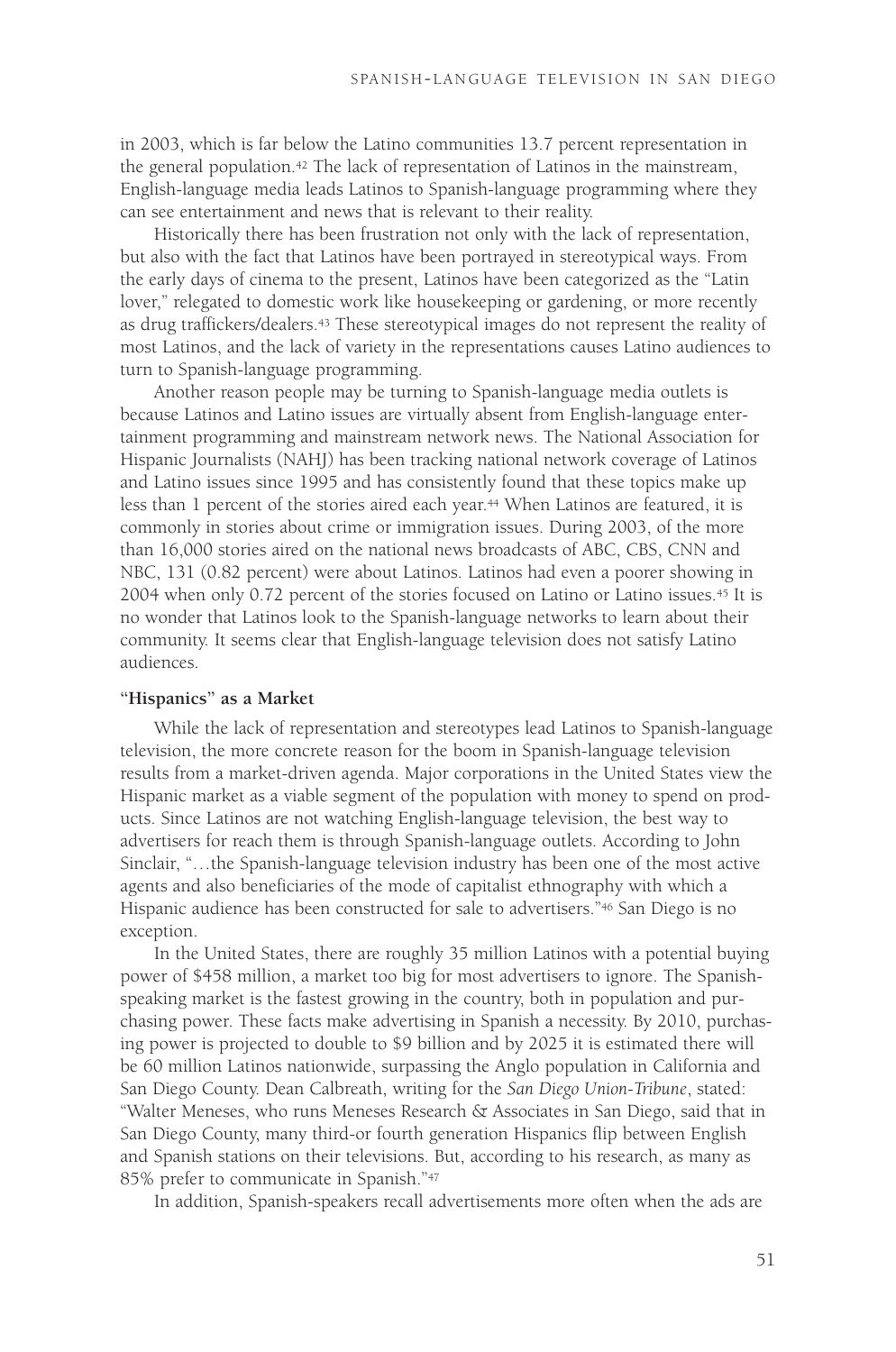in 2003, which is far below the Latino communities 13.7 percent representation in the general population.[42] The lack of representation of Latinos in the mainstream, English-language media leads Latinos to Spanish-language programming where they can see entertainment and news that is relevant to their reality.

Historically there has been frustration not only with the lack of representation, but also with the fact that Latinos have been portrayed in stereotypical ways. From the early days of cinema to the present, Latinos have been categorized as the "Latin lover," relegated to domestic work like housekeeping or gardening, or more recently as drug traffickers/dealers.[43] These stereotypical images do not represent the reality of most Latinos, and the lack of variety in the representations causes Latino audiences to turn to Spanish-language programming.

Another reason people may be turning to Spanish-language media outlets is because Latinos and Latino issues are virtually absent from English-language entertainment programming and mainstream network news. The National Association for Hispanic Journalists (NAHJ) has been tracking national network coverage of Latinos and Latino issues since 1995 and has consistently found that these topics make up less than 1 percent of the stories aired each year.[44] When Latinos are featured, it is commonly in stories about crime or immigration issues. During 2003, of the more than 16,000 stories aired on the national news broadcasts of ABC, CBS, CNN and NBC, 131 (0.82 percent) were about Latinos. Latinos had even a poorer showing in 2004 when only 0.72 percent of the stories focused on Latino or Latino issues.[45] It is no wonder that Latinos look to the Spanish-language networks to learn about their community. It seems clear that English-language television does not satisfy Latino audiences.

**"Hispanics" as a Market**

While the lack of representation and stereotypes lead Latinos to Spanish-language television, the more concrete reason for the boom in Spanish-language television results from a market-driven agenda. Major corporations in the United States view the Hispanic market as a viable segment of the population with money to spend on products. Since Latinos are not watching English-language television, the best way to advertisers for reach them is through Spanish-language outlets. According to John Sinclair, "…the Spanish-language television industry has been one of the most active agents and also beneficiaries of the mode of capitalist ethnography with which a Hispanic audience has been constructed for sale to advertisers."[46] San Diego is no exception.

In the United States, there are roughly 35 million Latinos with a potential buying power of $458 million, a market too big for most advertisers to ignore. The Spanish-speaking market is the fastest growing in the country, both in population and purchasing power. These facts make advertising in Spanish a necessity. By 2010, purchasing power is projected to double to $9 billion and by 2025 it is estimated there will be 60 million Latinos nationwide, surpassing the Anglo population in California and San Diego County. Dean Calbreath, writing for the *San Diego Union-Tribune*, stated: "Walter Meneses, who runs Meneses Research & Associates in San Diego, said that in San Diego County, many third-or fourth generation Hispanics flip between English and Spanish stations on their televisions. But, according to his research, as many as 85% prefer to communicate in Spanish."[47]

In addition, Spanish-speakers recall advertisements more often when the ads are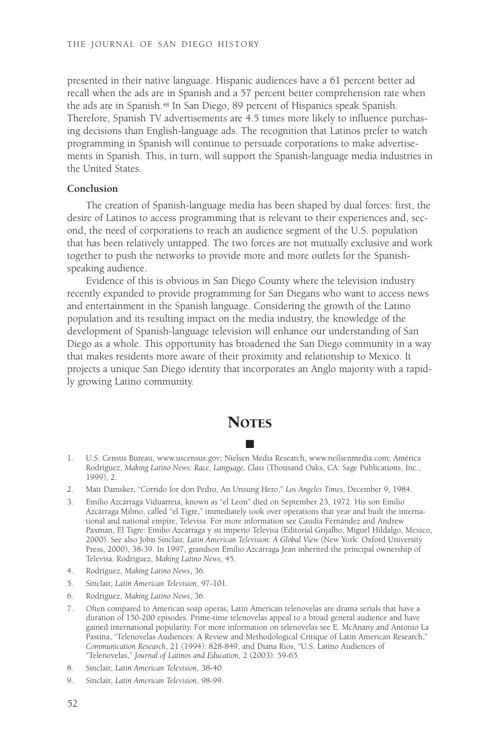presented in their native language. Hispanic audiences have a 61 percent better ad recall when the ads are in Spanish and a 57 percent better comprehension rate when the ads are in Spanish.[48] In San Diego, 89 percent of Hispanics speak Spanish. Therefore, Spanish TV advertisements are 4.5 times more likely to influence purchasing decisions than English-language ads. The recognition that Latinos prefer to watch programming in Spanish will continue to persuade corporations to make advertisements in Spanish. This, in turn, will support the Spanish-language media industries in the United States.

**Conclusion**

The creation of Spanish-language media has been shaped by dual forces: first, the desire of Latinos to access programming that is relevant to their experiences and, second, the need of corporations to reach an audience segment of the U.S. population that has been relatively untapped. The two forces are not mutually exclusive and work together to push the networks to provide more and more outlets for the Spanish-speaking audience.

Evidence of this is obvious in San Diego County where the television industry recently expanded to provide programming for San Diegans who want to access news and entertainment in the Spanish language. Considering the growth of the Latino population and its resulting impact on the media industry, the knowledge of the development of Spanish-language television will enhance our understanding of San Diego as a whole. This opportunity has broadened the San Diego community in a way that makes residents more aware of their proximity and relationship to Mexico. It projects a unique San Diego identity that incorporates an Anglo majority with a rapidly growing Latino community.

## Notes

1. U.S. Census Bureau, www.uscensus.gov; Nielsen Media Research, www.neilsenmedia.com; América Rodríguez, *Making Latino News: Race, Language, Class* (Thousand Oaks, CA: Sage Publications, Inc., 1999), 2.
2. Matt Damsker, "Corrido for don Pedro, An Unsung Hero," *Los Angeles Times*, December 9, 1984.
3. Emilio Azcárraga Viduarreta, known as "el Leon" died on September 23, 1972. His son Emilio Azcárraga Milmo, called "el Tigre," immediately took over operations that year and built the international and national empire, Televisa. For more information see Caudia Fernández and Andrew Paxman, El Tigre: Emilio Azcárraga y su imperio Televisa (Editorial Grijalbo, Miguel Hildalgo, Mexico, 2000). See also John Sinclair, *Latin American Television: A Global View* (New York: Oxford University Press, 2000), 38-39. In 1997, grandson Emilio Azcárraga Jean inherited the principal ownership of Televisa. Rodríguez, *Making Latino News*, 45.
4. Rodríguez, *Making Latino News*, 36.
5. Sinclair, *Latin American Television*, 97-101.
6. Rodriguez, *Making Latino News*, 36.
7. Often compared to American soap operas, Latin American telenovelas are drama serials that have a duration of 150-200 episodes. Prime-time telenovelas appeal to a broad general audience and have gained international popularity. For more information on telenovelas see E. McAnany and Antonio La Pastina, "Telenovelas Audiences: A Review and Methodological Critique of Latin American Research," *Communication Research*, 21 (1994): 828-849, and Diana Rios, "U.S. Latino Audiences of "Telenovelas," *Journal of Latinos and Education*, 2 (2003): 59-65.
8. Sinclair, *Latin American Television*, 38-40.
9. Sinclair, *Latin American Television*, 98-99.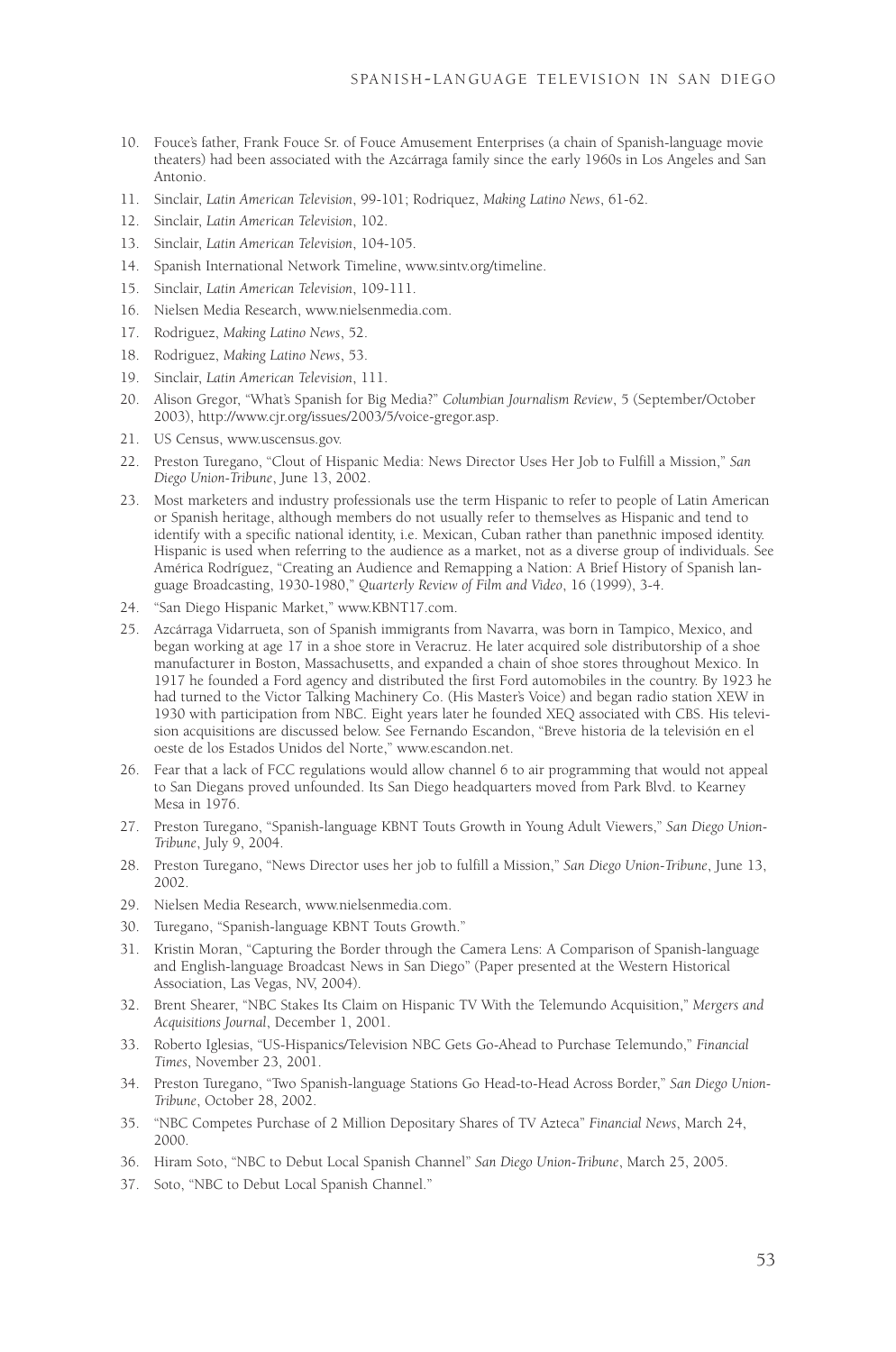10. Fouce's father, Frank Fouce Sr. of Fouce Amusement Enterprises (a chain of Spanish-language movie theaters) had been associated with the Azcárraga family since the early 1960s in Los Angeles and San Antonio.
11. Sinclair, *Latin American Television*, 99-101; Rodriquez, *Making Latino News*, 61-62.
12. Sinclair, *Latin American Television*, 102.
13. Sinclair, *Latin American Television*, 104-105.
14. Spanish International Network Timeline, www.sintv.org/timeline.
15. Sinclair, *Latin American Television*, 109-111.
16. Nielsen Media Research, www.nielsenmedia.com.
17. Rodriguez, *Making Latino News*, 52.
18. Rodriguez, *Making Latino News*, 53.
19. Sinclair, *Latin American Television*, 111.
20. Alison Gregor, "What's Spanish for Big Media?" *Columbian Journalism Review*, 5 (September/October 2003), http://www.cjr.org/issues/2003/5/voice-gregor.asp.
21. US Census, www.uscensus.gov.
22. Preston Turegano, "Clout of Hispanic Media: News Director Uses Her Job to Fulfill a Mission," *San Diego Union-Tribune*, June 13, 2002.
23. Most marketers and industry professionals use the term Hispanic to refer to people of Latin American or Spanish heritage, although members do not usually refer to themselves as Hispanic and tend to identify with a specific national identity, i.e. Mexican, Cuban rather than panethnic imposed identity. Hispanic is used when referring to the audience as a market, not as a diverse group of individuals. See América Rodríguez, "Creating an Audience and Remapping a Nation: A Brief History of Spanish language Broadcasting, 1930-1980," *Quarterly Review of Film and Video*, 16 (1999), 3-4.
24. "San Diego Hispanic Market," www.KBNT17.com.
25. Azcárraga Vidarrueta, son of Spanish immigrants from Navarra, was born in Tampico, Mexico, and began working at age 17 in a shoe store in Veracruz. He later acquired sole distributorship of a shoe manufacturer in Boston, Massachusetts, and expanded a chain of shoe stores throughout Mexico. In 1917 he founded a Ford agency and distributed the first Ford automobiles in the country. By 1923 he had turned to the Victor Talking Machinery Co. (His Master's Voice) and began radio station XEW in 1930 with participation from NBC. Eight years later he founded XEQ associated with CBS. His television acquisitions are discussed below. See Fernando Escandon, "Breve historia de la televisión en el oeste de los Estados Unidos del Norte," www.escandon.net.
26. Fear that a lack of FCC regulations would allow channel 6 to air programming that would not appeal to San Diegans proved unfounded. Its San Diego headquarters moved from Park Blvd. to Kearney Mesa in 1976.
27. Preston Turegano, "Spanish-language KBNT Touts Growth in Young Adult Viewers," *San Diego Union-Tribune*, July 9, 2004.
28. Preston Turegano, "News Director uses her job to fulfill a Mission," *San Diego Union-Tribune*, June 13, 2002.
29. Nielsen Media Research, www.nielsenmedia.com.
30. Turegano, "Spanish-language KBNT Touts Growth."
31. Kristin Moran, "Capturing the Border through the Camera Lens: A Comparison of Spanish-language and English-language Broadcast News in San Diego" (Paper presented at the Western Historical Association, Las Vegas, NV, 2004).
32. Brent Shearer, "NBC Stakes Its Claim on Hispanic TV With the Telemundo Acquisition," *Mergers and Acquisitions Journal*, December 1, 2001.
33. Roberto Iglesias, "US-Hispanics/Television NBC Gets Go-Ahead to Purchase Telemundo," *Financial Times*, November 23, 2001.
34. Preston Turegano, "Two Spanish-language Stations Go Head-to-Head Across Border," *San Diego Union-Tribune*, October 28, 2002.
35. "NBC Competes Purchase of 2 Million Depositary Shares of TV Azteca" *Financial News*, March 24, 2000.
36. Hiram Soto, "NBC to Debut Local Spanish Channel" *San Diego Union-Tribune*, March 25, 2005.
37. Soto, "NBC to Debut Local Spanish Channel."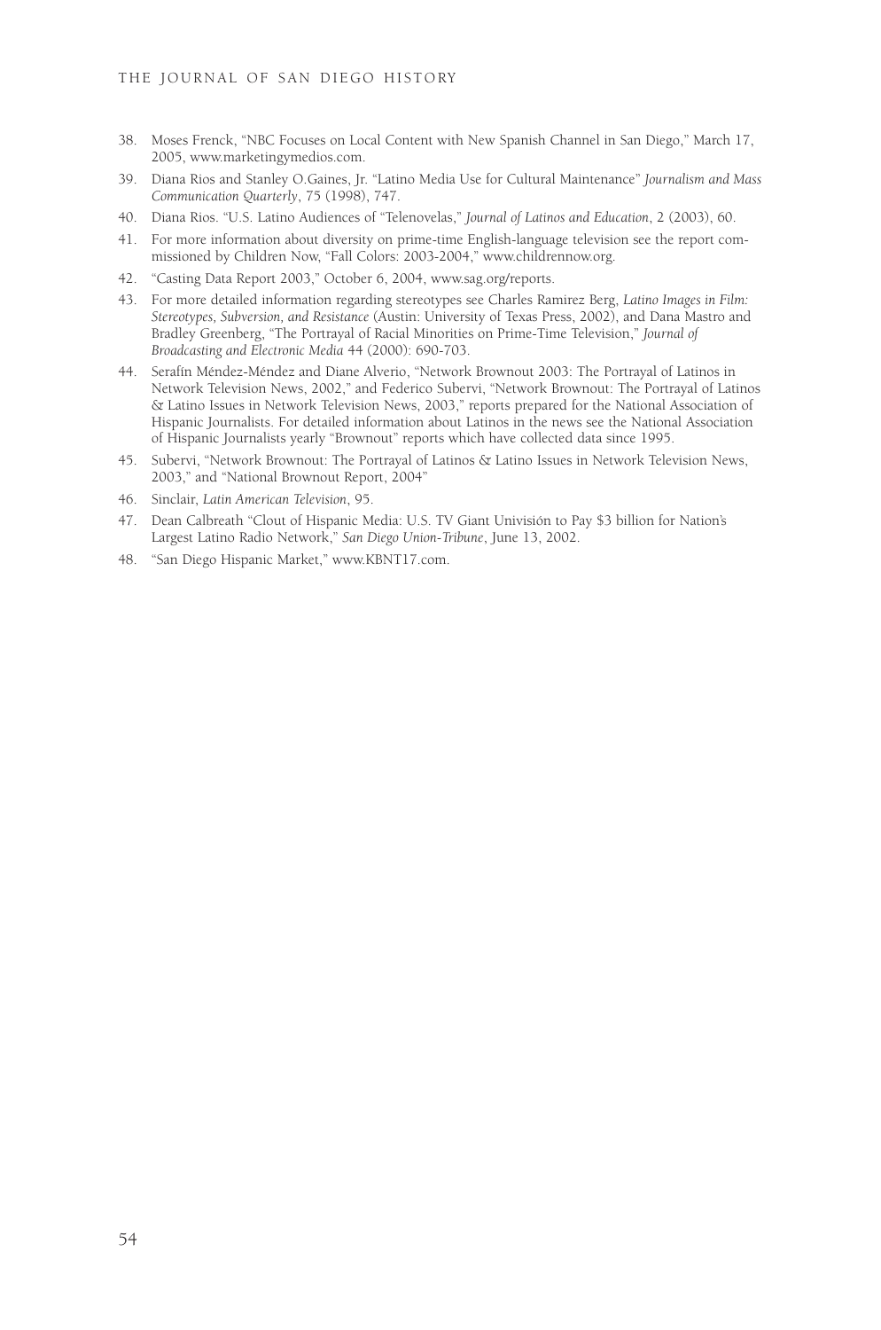38. Moses Frenck, "NBC Focuses on Local Content with New Spanish Channel in San Diego," March 17, 2005, www.marketingymedios.com.
39. Diana Rios and Stanley O.Gaines, Jr. "Latino Media Use for Cultural Maintenance" *Journalism and Mass Communication Quarterly*, 75 (1998), 747.
40. Diana Rios. "U.S. Latino Audiences of "Telenovelas," *Journal of Latinos and Education*, 2 (2003), 60.
41. For more information about diversity on prime-time English-language television see the report commissioned by Children Now, "Fall Colors: 2003-2004," www.childrennow.org.
42. "Casting Data Report 2003," October 6, 2004, www.sag.org/reports.
43. For more detailed information regarding stereotypes see Charles Ramirez Berg, *Latino Images in Film: Stereotypes, Subversion, and Resistance* (Austin: University of Texas Press, 2002), and Dana Mastro and Bradley Greenberg, "The Portrayal of Racial Minorities on Prime-Time Television," *Journal of Broadcasting and Electronic Media* 44 (2000): 690-703.
44. Serafín Méndez-Méndez and Diane Alverio, "Network Brownout 2003: The Portrayal of Latinos in Network Television News, 2002," and Federico Subervi, "Network Brownout: The Portrayal of Latinos & Latino Issues in Network Television News, 2003," reports prepared for the National Association of Hispanic Journalists. For detailed information about Latinos in the news see the National Association of Hispanic Journalists yearly "Brownout" reports which have collected data since 1995.
45. Subervi, "Network Brownout: The Portrayal of Latinos & Latino Issues in Network Television News, 2003," and "National Brownout Report, 2004"
46. Sinclair, *Latin American Television*, 95.
47. Dean Calbreath "Clout of Hispanic Media: U.S. TV Giant Univisión to Pay $3 billion for Nation's Largest Latino Radio Network," *San Diego Union-Tribune*, June 13, 2002.
48. "San Diego Hispanic Market," www.KBNT17.com.